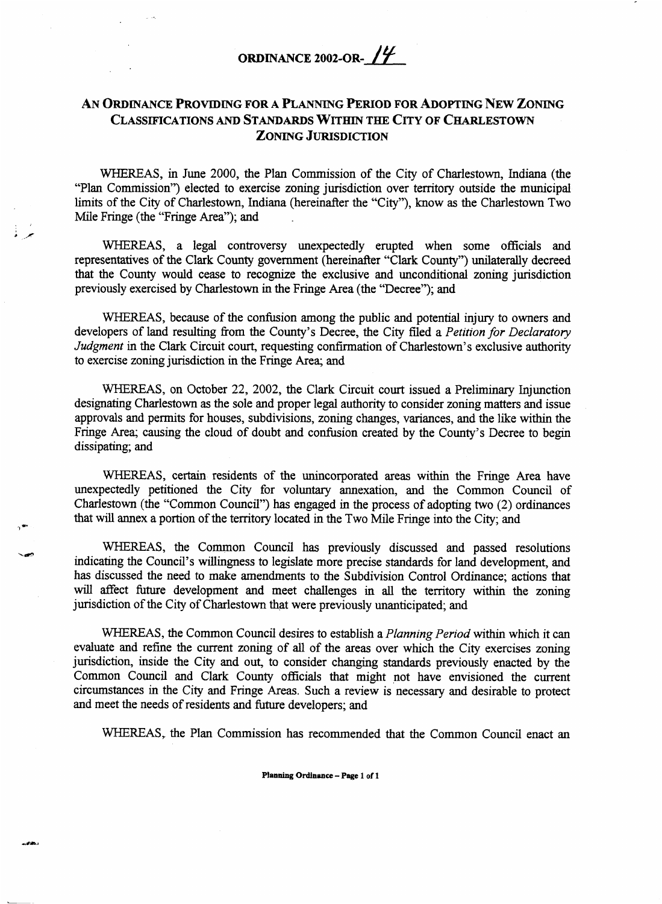# ORDINANCE 2002-OR-14

## AN ORDINANCE PROVIDING FOR A PLANNING PERIOD FOR ADOPTING NEW ZONING CLASSIFICATIONS AND STANDARDS WITHIN THE CITY OF CHARLESTOWN ZONING JURISDICTION

WHEREAS, in June 2000, the Plan Commission of the City of Charlestown, Indiana (the "Plan Commission") elected to exercise zoning jurisdiction over territory outside the municipal limits of the City of Charlestown, Indiana (hereinafter the "City"), know as the Charlestown Two Mile Fringe (the "Fringe Area"); and

WHEREAS, a legal controversy unexpectedly erupted when some officials and representatives of the Clark County government (hereinafter "Clark County") unilaterally decreed that the County would cease to recognize the exclusive and unconditional zoning jurisdiction previously exercised by Charlestown in the Fringe Area (the "Decree"); and

WHEREAS, because of the confusion among the public and potential injury to owners and developers of land resulting from the County's Decree, the City filed a *Petition for Declaratory Judgment* in the Clark Circuit court, requesting confirmation of Charlestown's exclusive authority to exercise zoning jurisdiction in the Fringe Area; and

WHEREAS, on October 22, 2002, the Clark Circuit court issued a Preliminary Injunction designating Charlestown as the sole and proper legal authority to consider zoning matters and issue approvals and permits for houses, subdivisions, zoning changes, variances, and the like within the Fringe Area; causing the cloud of doubt and confusion created by the County's Decree to begin dissipating; and

WHEREAS, certain residents of the unincorporated areas within the Fringe Area have unexpectedly petitioned the City for voluntary annexation, and the Common Council of Charlestown (the "Common Council") has engaged in the process of adopting two (2) ordinances that will annex a portion of the territory located in the Two Mile Fringe into the City; and

WHEREAS, the Common Council has previously discussed and passed resolutions indicating the Council's willingness to legislate more precise standards for land development, and has discussed the need to make amendments to the Subdivision Control Ordinance; actions that will affect future development and meet challenges in all the territory within the zoning jurisdiction of the City of Charlestown that were previously unanticipated; and

WHEREAS, the Common Council desires to establish a *Planning Period* within which it can evaluate and refine the current zoning of all of the areas over which the City exercises zoning jurisdiction, inside the City and out, to consider changing standards previously enacted by the Common Council and Clark County officials that might not have envisioned the current circumstances in the City and Fringe Areas. Such a review is necessary and desirable to protect and meet the needs of residents and future developers; and

WHEREAS, the Plan Commission has recommended that the Common Council enact an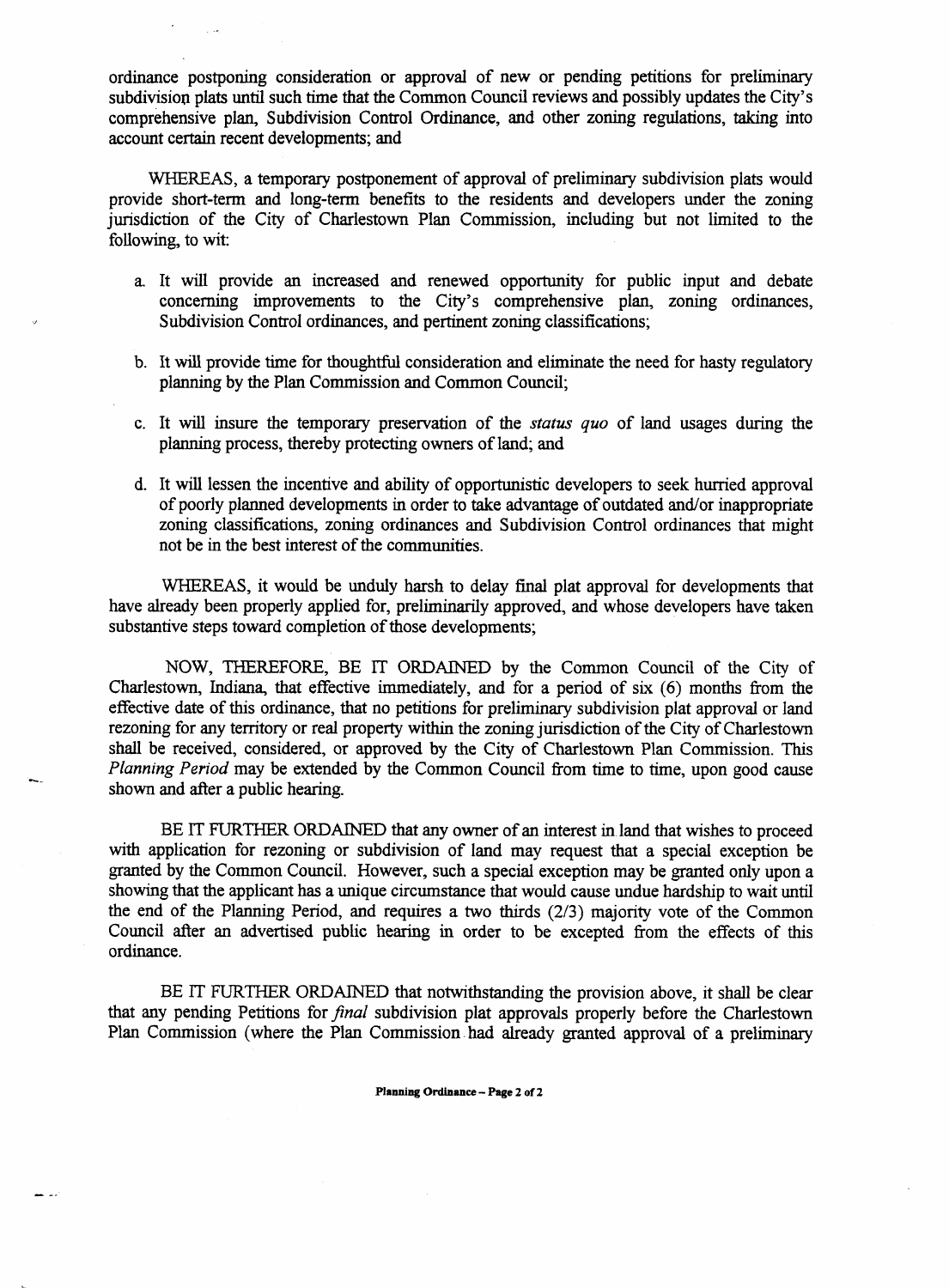ordinance postponing consideration or approval of new or pending petitions for preliminary subdivision plats until such time that the Common Council reviews and possibly updates the City's comprehensive plan, Subdivision Control Ordinance, and other zoning regulations, taking into account certain recent developments; and

WHEREAS, a temporary postponement of approval of preliminary subdivision plats would provide short-term and long-term benefits to the residents and developers under the zoning jurisdiction of the City of Charlestown Plan Commission, including but not limited to the following, to wit:

a. It will provide an increased and renewed opportunity for public input and debate concerning improvements to the City's comprehensive plan, zoning ordinances, Subdivision Control ordinances, and pertinent zoning classifications;

b. It will provide time for thoughtful consideration and eliminate the need for hasty regulatory planning by the Plan Commission and Common Council;

c. It will insure the temporary preservation of the *status quo* of land usages during the planning process, thereby protecting owners of land; and

d. It will lessen the incentive and ability of opportunistic developers to seek hurried approval of poorly planned developments in order to take advantage of outdated and/or inappropriate zoning classifications, zoning ordinances and Subdivision Control ordinances that might not be in the best interest of the communities.

WHEREAS, it would be unduly harsh to delay final plat approval for developments that have already been properly applied for, preliminarily approved, and whose developers have taken substantive steps toward completion of those developments;

NOW, THEREFORE, BE IT ORDAINED by the Common Council of the City of Charlestown, Indiana, that effective immediately, and for a period of six (6) months from the effective date of this ordinance, that no petitions for preliminary subdivision plat approval or land rezoning for any territory or real property within the zoning jurisdiction of the City of Charlestown shall be received, considered, or approved by the City of Charlestown Plan Commission. This *Planning Period* may be extended by the Common Council from time to time, upon good cause shown and after a public hearing.

BE IT FURTHER ORDAINED that any owner of an interest in land that wishes to proceed with application for rezoning or subdivision of land may request that a special exception be granted by the Common Council. However, such a special exception may be granted only upon a showing that the applicant has a unique circumstance that would cause undue hardship to wait until the end of the Planning Period, and requires a two thirds (2/3) majority vote of the Common Council after an advertised public hearing in order to be excepted from the effects of this ordinance.

BE IT FURTHER ORDAINED that notwithstanding the provision above, it shall be clear that any pending Petitions for *final* subdivision plat approvals properly before the Charlestown Plan Commission (where the Plan Commission had already granted approval of a preliminary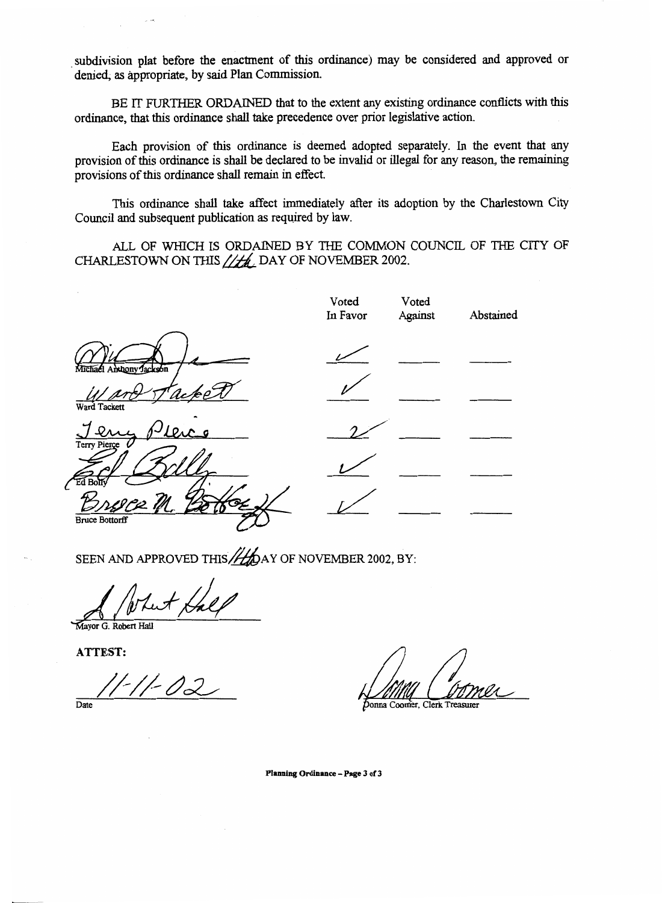subdivision plat before the enactment of this ordinance) may be considered and approved or denied, as appropriate, by said Plan Commission.

BE IT FURTHER ORDAINED that to the extent any existing ordinance conflicts with this ordinance, that this ordinance shall take precedence over prior legislative action.

Each provision of this ordinance is deemed adopted separately. In the event that any provision of this ordinance is shall be declared to be invalid or illegal for any reason, the remaining provisions of this ordinance shall remain in effect.

This ordinance shall take affect immediately after its adoption by the Charlestown City Council and subsequent publication as required by law.

ALL OF WHICH IS ORDAINED BY THE COMMON COUNCIL OF THE CITY OF CHARLESTOWN ON THIS 11th DAY OF NOVEMBER 2002.

| | Voted In Favor | Voted Against | Abstained |
|---|---|---|---|
| Michael Anthony Jackson | ✓ | | |
| Ward Tackett | ✓ | | |
| Terry Pierce | ✓ | | |
| Ed Bolly | ✓ | | |
| Bruce Bottorff | ✓ | | |

SEEN AND APPROVED THIS 11th DAY OF NOVEMBER 2002, BY:

Mayor G. Robert Hall

**ATTEST:**

11-11-02

Date

Donna Coomer, Clerk Treasurer

**Planning Ordinance – Page 3 of 3**